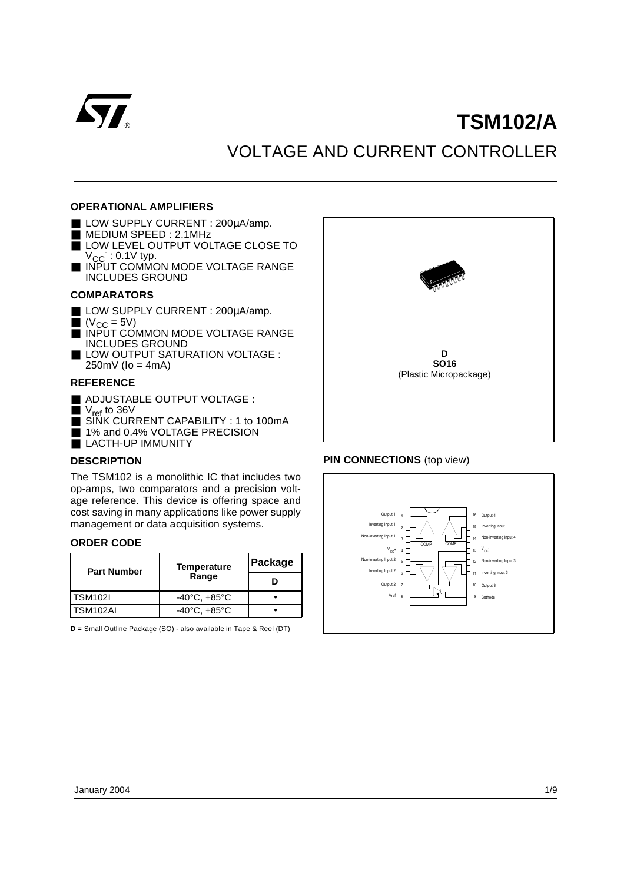# TSM102/A

## VOLTAGE AND CURRENT CONTROLLER

### OPERATIONAL AMPLIFIERS

- LOW SUPPLY CURRENT : 200µA/amp.
- MEDIUM SPEED : 2.1MHz
- LOW LEVEL OUTPUT VOLTAGE CLOSE TO $V_{CC}^-$ : 0.1V typ.
- INPUT COMMON MODE VOLTAGE RANGE INCLUDES GROUND

### COMPARATORS

- LOW SUPPLY CURRENT : 200µA/amp.
- ($V_{CC}$ = 5V)
- INPUT COMMON MODE VOLTAGE RANGE INCLUDES GROUND
- LOW OUTPUT SATURATION VOLTAGE : 250mV (Io = 4mA)

### REFERENCE

- ADJUSTABLE OUTPUT VOLTAGE :
- $V_{ref}$ to 36V
- SINK CURRENT CAPABILITY : 1 to 100mA
- 1% and 0.4% VOLTAGE PRECISION
- LACTH-UP IMMUNITY

**D**
**SO16**
(Plastic Micropackage)

### DESCRIPTION

The TSM102 is a monolithic IC that includes two op-amps, two comparators and a precision voltage reference. This device is offering space and cost saving in many applications like power supply management or data acquisition systems.

### ORDER CODE

| Part Number | Temperature Range | Package |
|---|---|---|
| | | D |
| TSM102I | -40°C, +85°C | • |
| TSM102AI | -40°C, +85°C | • |

**D =** Small Outline Package (SO) - also available in Tape & Reel (DT)

### PIN CONNECTIONS (top view)

| Pin | Name | Pin | Name |
|---|---|---|---|
| 1 | Output 1 | 16 | Output 4 |
| 2 | Inverting Input 1 | 15 | Inverting Input |
| 3 | Non-inverting Input 1 | 14 | Non-inverting Input 4 |
| 4 | $V_{CC}^+$ | 13 | $V_{CC}^-$ |
| 5 | Non-inverting Input 2 | 12 | Non-inverting Input 3 |
| 6 | Inverting Input 2 | 11 | Inverting Input 3 |
| 7 | Output 2 | 10 | Output 3 |
| 8 | Vref | 9 | Cathode |

January 2004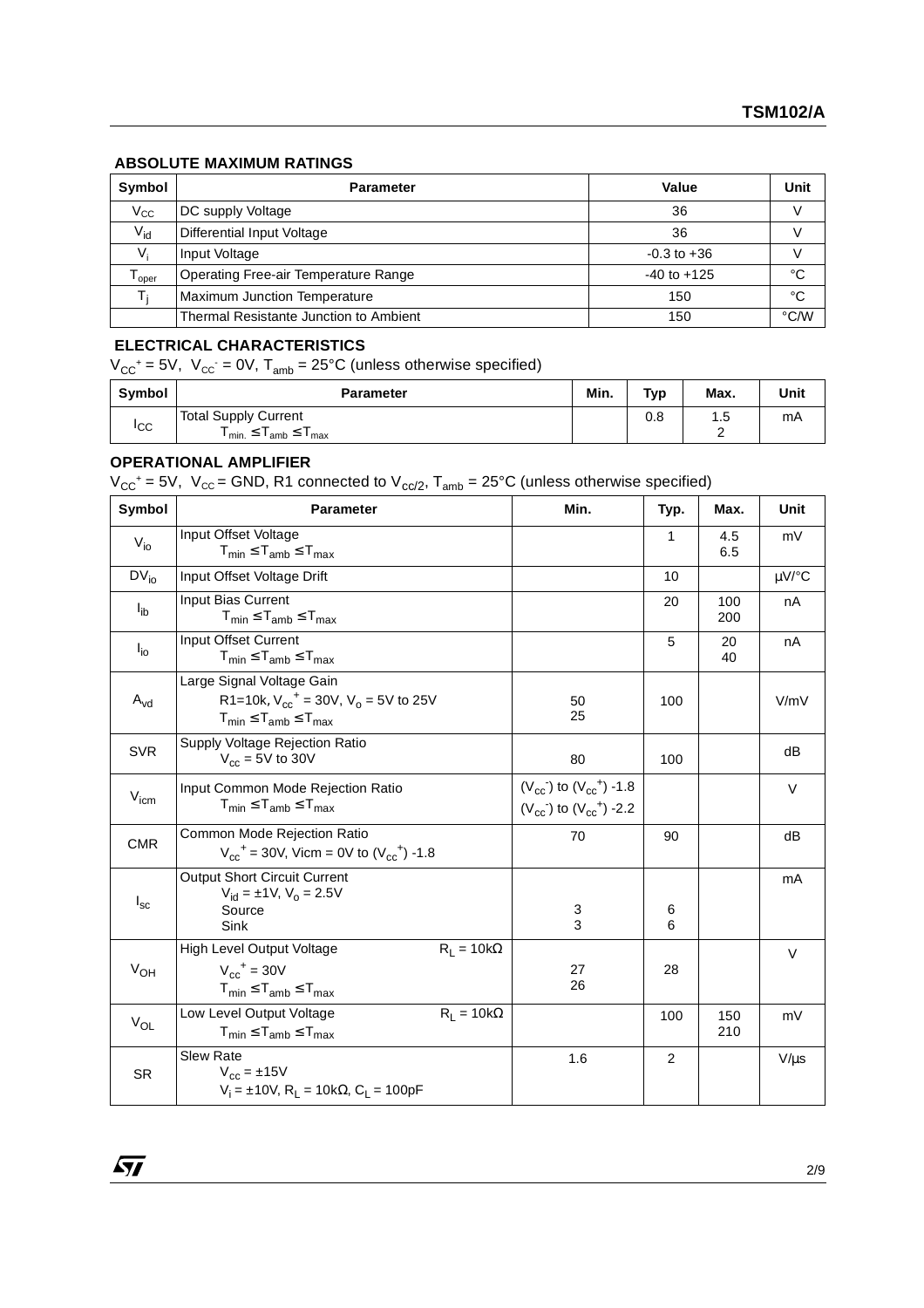## ABSOLUTE MAXIMUM RATINGS

| Symbol | Parameter | Value | Unit |
|---|---|---|---|
| $V_{CC}$ | DC supply Voltage | 36 | V |
| $V_{id}$ | Differential Input Voltage | 36 | V |
| $V_i$ | Input Voltage | -0.3 to +36 | V |
| $T_{oper}$ | Operating Free-air Temperature Range | -40 to +125 | °C |
| $T_j$ | Maximum Junction Temperature | 150 | °C |
| | Thermal Resistante Junction to Ambient | 150 | °C/W |

## ELECTRICAL CHARACTERISTICS

$V_{CC}^{+} = 5V$, $V_{CC}^{-} = 0V$, $T_{amb} = 25°C$ (unless otherwise specified)

| Symbol | Parameter | Min. | Typ | Max. | Unit |
|---|---|---|---|---|---|
| $I_{CC}$ | Total Supply Current<br>$T_{min.} \leq T_{amb} \leq T_{max}$ | | 0.8 | 1.5<br>2 | mA |

## OPERATIONAL AMPLIFIER

$V_{CC}^{+} = 5V$, $V_{CC}$ = GND, R1 connected to $V_{cc/2}$, $T_{amb} = 25°C$ (unless otherwise specified)

| Symbol | Parameter | Min. | Typ. | Max. | Unit |
|---|---|---|---|---|---|
| $V_{io}$ | Input Offset Voltage<br>$T_{min} \leq T_{amb} \leq T_{max}$ | | 1 | 4.5<br>6.5 | mV |
| $DV_{io}$ | Input Offset Voltage Drift | | 10 | | µV/°C |
| $I_{ib}$ | Input Bias Current<br>$T_{min} \leq T_{amb} \leq T_{max}$ | | 20 | 100<br>200 | nA |
| $I_{io}$ | Input Offset Current<br>$T_{min} \leq T_{amb} \leq T_{max}$ | | 5 | 20<br>40 | nA |
| $A_{vd}$ | Large Signal Voltage Gain<br>R1=10k, $V_{cc}^{+} = 30V$, $V_o = 5V$ to 25V<br>$T_{min} \leq T_{amb} \leq T_{max}$ | 50<br>25 | 100 | | V/mV |
| SVR | Supply Voltage Rejection Ratio<br>$V_{cc} = 5V$ to 30V | 80 | 100 | | dB |
| $V_{icm}$ | Input Common Mode Rejection Ratio<br>$T_{min} \leq T_{amb} \leq T_{max}$ | $(V_{cc}^{-})$ to $(V_{cc}^{+})$ -1.8<br>$(V_{cc}^{-})$ to $(V_{cc}^{+})$ -2.2 | | | V |
| CMR | Common Mode Rejection Ratio<br>$V_{cc}^{+} = 30V$, Vicm = 0V to $(V_{cc}^{+})$ -1.8 | 70 | 90 | | dB |
| $I_{sc}$ | Output Short Circuit Current<br>$V_{id} = \pm 1V$, $V_o = 2.5V$<br>Source<br>Sink | <br><br>3<br>3 | <br><br>6<br>6 | | mA |
| $V_{OH}$ | High Level Output Voltage $R_L = 10k\Omega$<br>$V_{cc}^{+} = 30V$<br>$T_{min} \leq T_{amb} \leq T_{max}$ | 27<br>26 | 28 | | V |
| $V_{OL}$ | Low Level Output Voltage $R_L = 10k\Omega$<br>$T_{min} \leq T_{amb} \leq T_{max}$ | | 100 | 150<br>210 | mV |
| SR | Slew Rate<br>$V_{cc} = \pm 15V$<br>$V_i = \pm 10V$, $R_L = 10k\Omega$, $C_L = 100pF$ | 1.6 | 2 | | V/µs |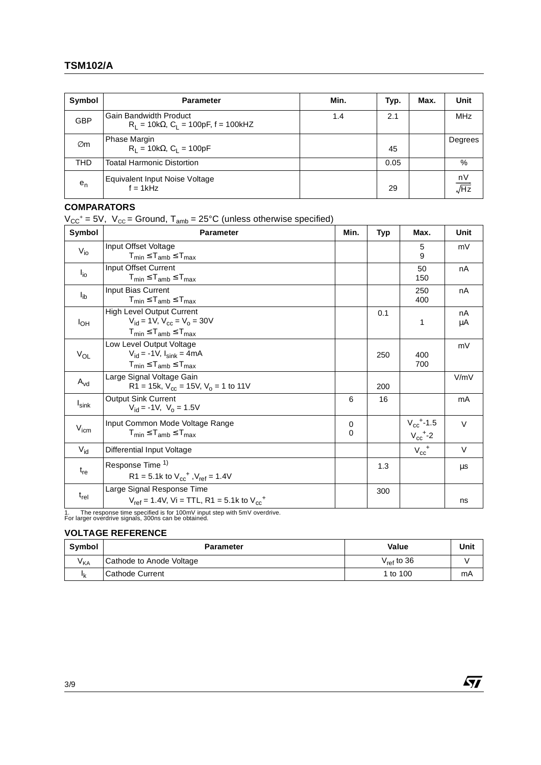| Symbol | Parameter | Min. | Typ. | Max. | Unit |
|---|---|---|---|---|---|
| GBP | Gain Bandwidth Product<br>$R_L = 10k\Omega$, $C_L = 100pF$, f = 100kHZ | 1.4 | 2.1 | | MHz |
| ∅m | Phase Margin<br>$R_L = 10k\Omega$, $C_L = 100pF$ | | 45 | | Degrees |
| THD | Toatal Harmonic Distortion | | 0.05 | | % |
| $e_n$ | Equivalent Input Noise Voltage<br>f = 1kHz | | 29 | | $\frac{nV}{\sqrt{Hz}}$ |

### COMPARATORS

$V_{CC}^+ = 5V$, $V_{CC}$ = Ground, $T_{amb} = 25°C$ (unless otherwise specified)

| Symbol | Parameter | Min. | Typ | Max. | Unit |
|---|---|---|---|---|---|
| $V_{io}$ | Input Offset Voltage<br>$T_{min} \leq T_{amb} \leq T_{max}$ | | | 5<br>9 | mV |
| $I_{io}$ | Input Offset Current<br>$T_{min} \leq T_{amb} \leq T_{max}$ | | | 50<br>150 | nA |
| $I_{ib}$ | Input Bias Current<br>$T_{min} \leq T_{amb} \leq T_{max}$ | | | 250<br>400 | nA |
| $I_{OH}$ | High Level Output Current<br>$V_{id} = 1V$, $V_{cc} = V_o = 30V$<br>$T_{min} \leq T_{amb} \leq T_{max}$ | | 0.1 | <br>1 | nA<br>µA |
| $V_{OL}$ | Low Level Output Voltage<br>$V_{id} = -1V$, $I_{sink} = 4mA$<br>$T_{min} \leq T_{amb} \leq T_{max}$ | | 250 | 400<br>700 | mV |
| $A_{vd}$ | Large Signal Voltage Gain<br>R1 = 15k, $V_{cc} = 15V$, $V_o$ = 1 to 11V | | 200 | | V/mV |
| $I_{sink}$ | Output Sink Current<br>$V_{id} = -1V$, $V_o = 1.5V$ | 6 | 16 | | mA |
| $V_{icm}$ | Input Common Mode Voltage Range<br>$T_{min} \leq T_{amb} \leq T_{max}$ | 0<br>0 | | $V_{cc}^+$-1.5<br>$V_{cc}^+$-2 | V |
| $V_{id}$ | Differential Input Voltage | | | $V_{cc}^+$ | V |
| $t_{re}$ | Response Time [1)]<br>R1 = 5.1k to $V_{cc}^+$, $V_{ref} = 1.4V$ | | 1.3 | | µs |
| $t_{rel}$ | Large Signal Response Time<br>$V_{ref} = 1.4V$, Vi = TTL, R1 = 5.1k to $V_{cc}^+$ | | 300 | | ns |

1. The response time specified is for 100mV input step with 5mV overdrive. For larger overdrive signals, 300ns can be obtained.

### VOLTAGE REFERENCE

| Symbol | Parameter | Value | Unit |
|---|---|---|---|
| $V_{KA}$ | Cathode to Anode Voltage | $V_{ref}$ to 36 | V |
| $I_k$ | Cathode Current | 1 to 100 | mA |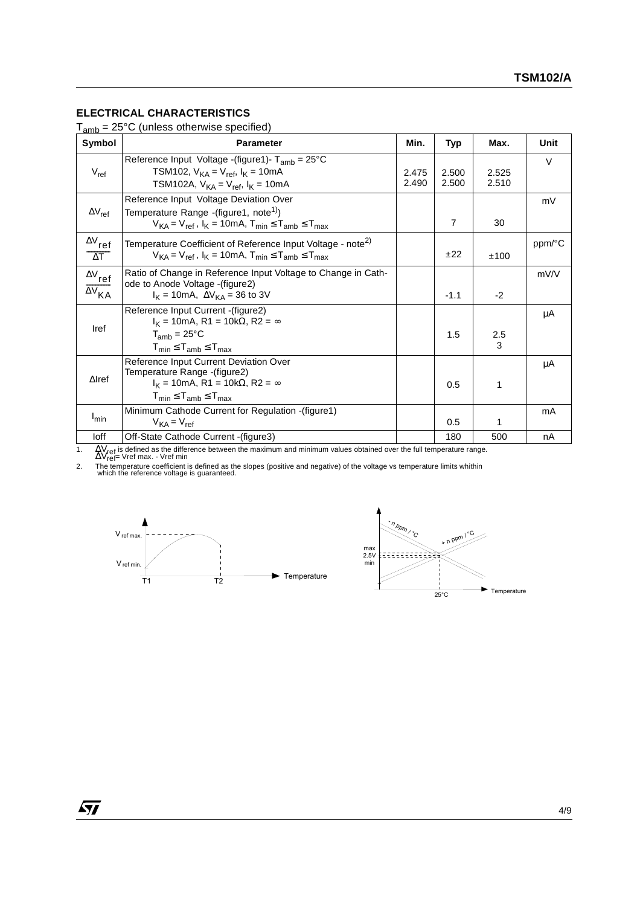## ELECTRICAL CHARACTERISTICS

$T_{amb}$ = 25°C (unless otherwise specified)

| Symbol | Parameter | Min. | Typ | Max. | Unit |
|---|---|---|---|---|---|
| $V_{ref}$ | Reference Input Voltage -(figure1)- $T_{amb}$ = 25°C<br>TSM102, $V_{KA} = V_{ref}$, $I_K$ = 10mA<br>TSM102A, $V_{KA} = V_{ref}$, $I_K$ = 10mA | 2.475<br>2.490 | 2.500<br>2.500 | 2.525<br>2.510 | V |
| $\Delta V_{ref}$ | Reference Input Voltage Deviation Over Temperature Range -(figure1, note[1])<br>$V_{KA} = V_{ref}$, $I_K$ = 10mA, $T_{min} \le T_{amb} \le T_{max}$ | | 7 | 30 | mV |
| $\frac{\Delta V_{ref}}{\Delta T}$ | Temperature Coefficient of Reference Input Voltage - note[2]<br>$V_{KA} = V_{ref}$, $I_K$ = 10mA, $T_{min} \le T_{amb} \le T_{max}$ | | ±22 | ±100 | ppm/°C |
| $\frac{\Delta V_{ref}}{\Delta V_{KA}}$ | Ratio of Change in Reference Input Voltage to Change in Cathode to Anode Voltage -(figure2)<br>$I_K$ = 10mA, $\Delta V_{KA}$ = 36 to 3V | | -1.1 | -2 | mV/V |
| Iref | Reference Input Current -(figure2)<br>$I_K$ = 10mA, R1 = 10kΩ, R2 = ∞<br>$T_{amb}$ = 25°C<br>$T_{min} \le T_{amb} \le T_{max}$ | | 1.5 | 2.5<br>3 | µA |
| ΔIref | Reference Input Current Deviation Over Temperature Range -(figure2)<br>$I_K$ = 10mA, R1 = 10kΩ, R2 = ∞<br>$T_{min} \le T_{amb} \le T_{max}$ | | 0.5 | 1 | µA |
| $I_{min}$ | Minimum Cathode Current for Regulation -(figure1)<br>$V_{KA} = V_{ref}$ | | 0.5 | 1 | mA |
| Ioff | Off-State Cathode Current -(figure3) | | 180 | 500 | nA |

1. $\Delta V_{ref}$ is defined as the difference between the maximum and minimum values obtained over the full temperature range. $\Delta V_{ref}$= Vref max. - Vref min
2. The temperature coefficient is defined as the slopes (positive and negative) of the voltage vs temperature limits whithin which the reference voltage is guaranteed.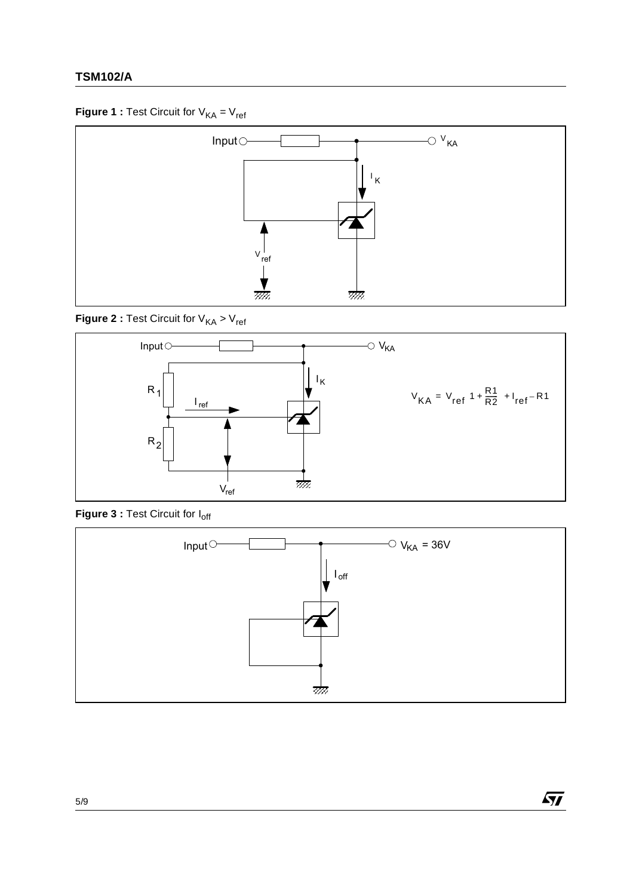**Figure 1 :** Test Circuit for $V_{KA} = V_{ref}$

Input

$V_{KA}$

$I_K$

$V_{ref}$

**Figure 2 :** Test Circuit for $V_{KA} > V_{ref}$

Input

$V_{KA}$

$R_1$

$I_{ref}$

$I_K$

$R_2$

$V_{ref}$

$$V_{KA} = V_{ref}\left(1 + \frac{R1}{R2}\right) + I_{ref} \cdot R1$$

**Figure 3 :** Test Circuit for $I_{off}$

Input

$V_{KA} = 36V$

$I_{off}$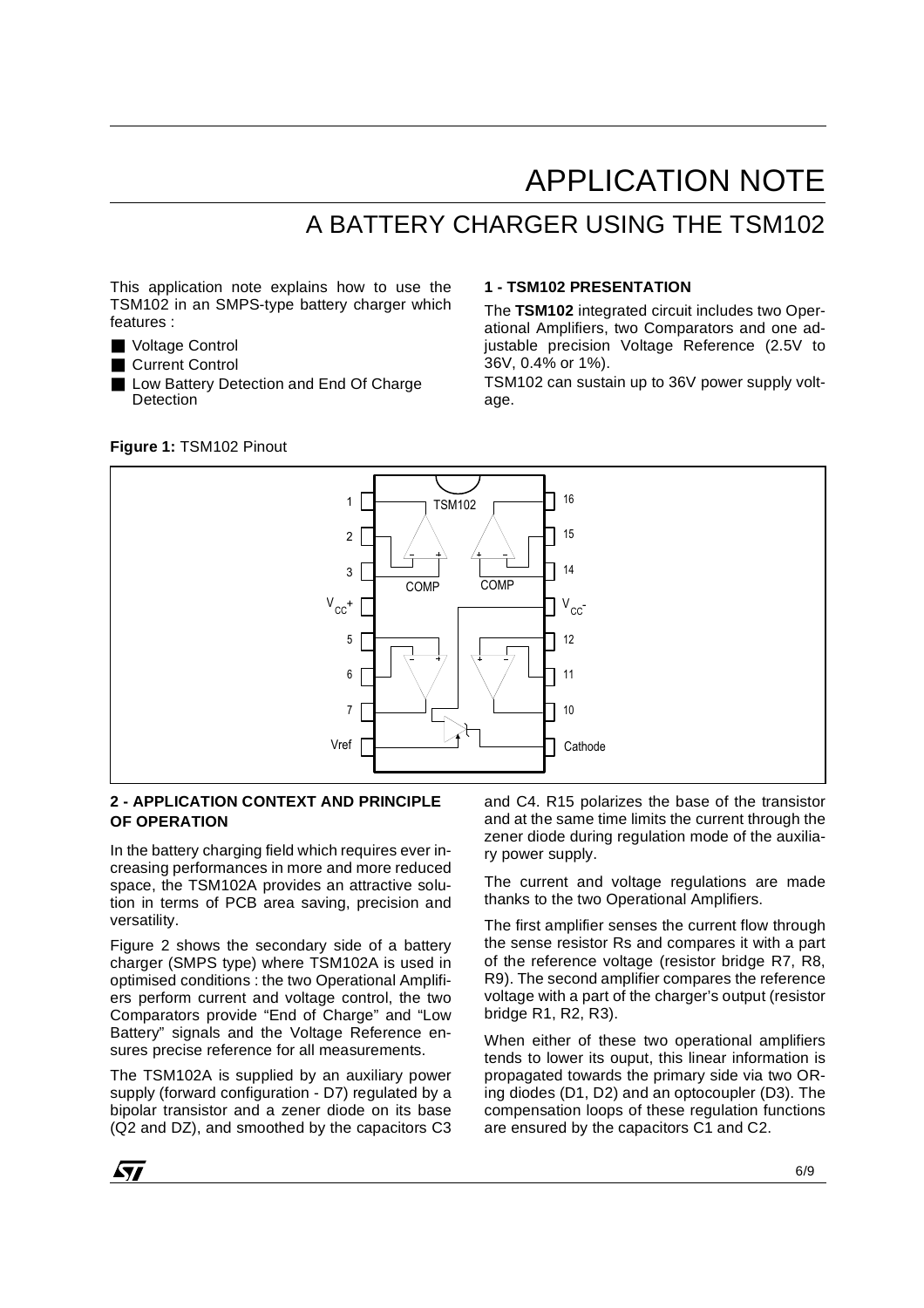# APPLICATION NOTE

## A BATTERY CHARGER USING THE TSM102

This application note explains how to use the TSM102 in an SMPS-type battery charger which features :

- Voltage Control
- Current Control
- Low Battery Detection and End Of Charge Detection

### 1 - TSM102 PRESENTATION

The **TSM102** integrated circuit includes two Operational Amplifiers, two Comparators and one adjustable precision Voltage Reference (2.5V to 36V, 0.4% or 1%).

TSM102 can sustain up to 36V power supply voltage.

**Figure 1:** TSM102 Pinout

### 2 - APPLICATION CONTEXT AND PRINCIPLE OF OPERATION

In the battery charging field which requires ever increasing performances in more and more reduced space, the TSM102A provides an attractive solution in terms of PCB area saving, precision and versatility.

Figure 2 shows the secondary side of a battery charger (SMPS type) where TSM102A is used in optimised conditions : the two Operational Amplifiers perform current and voltage control, the two Comparators provide "End of Charge" and "Low Battery" signals and the Voltage Reference ensures precise reference for all measurements.

The TSM102A is supplied by an auxiliary power supply (forward configuration - D7) regulated by a bipolar transistor and a zener diode on its base (Q2 and DZ), and smoothed by the capacitors C3 and C4. R15 polarizes the base of the transistor and at the same time limits the current through the zener diode during regulation mode of the auxiliary power supply.

The current and voltage regulations are made thanks to the two Operational Amplifiers.

The first amplifier senses the current flow through the sense resistor Rs and compares it with a part of the reference voltage (resistor bridge R7, R8, R9). The second amplifier compares the reference voltage with a part of the charger's output (resistor bridge R1, R2, R3).

When either of these two operational amplifiers tends to lower its ouput, this linear information is propagated towards the primary side via two ORing diodes (D1, D2) and an optocoupler (D3). The compensation loops of these regulation functions are ensured by the capacitors C1 and C2.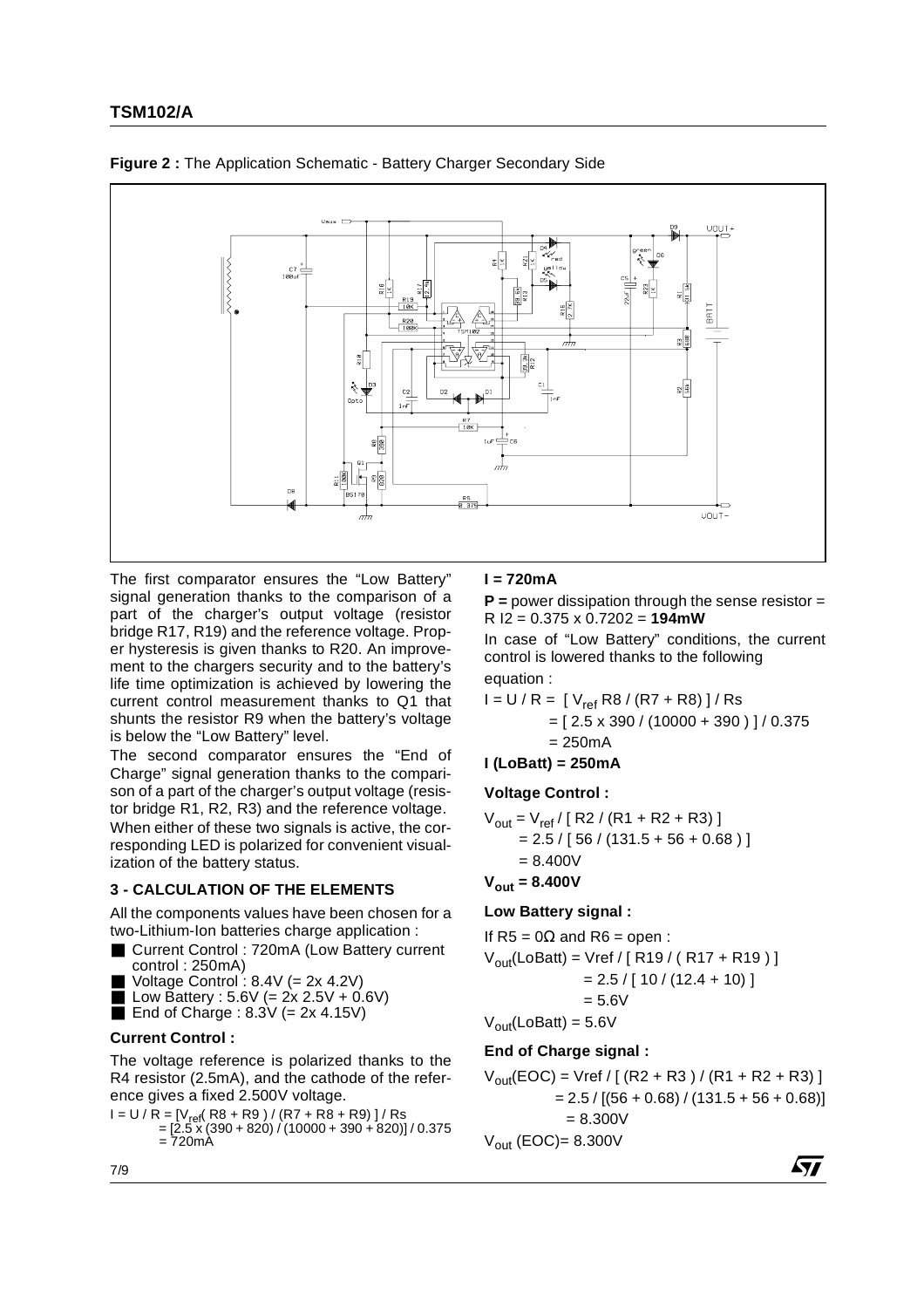**Figure 2 :** The Application Schematic - Battery Charger Secondary Side

The first comparator ensures the "Low Battery" signal generation thanks to the comparison of a part of the charger's output voltage (resistor bridge R17, R19) and the reference voltage. Proper hysteresis is given thanks to R20. An improvement to the chargers security and to the battery's life time optimization is achieved by lowering the current control measurement thanks to Q1 that shunts the resistor R9 when the battery's voltage is below the "Low Battery" level.

The second comparator ensures the "End of Charge" signal generation thanks to the comparison of a part of the charger's output voltage (resistor bridge R1, R2, R3) and the reference voltage.

When either of these two signals is active, the corresponding LED is polarized for convenient visualization of the battery status.

## 3 - CALCULATION OF THE ELEMENTS

All the components values have been chosen for a two-Lithium-Ion batteries charge application :

- Current Control : 720mA (Low Battery current control : 250mA)
- Voltage Control : 8.4V (= 2x 4.2V)
- Low Battery : 5.6V (= 2x 2.5V + 0.6V)
- End of Charge : 8.3V (= 2x 4.15V)

### Current Control :

The voltage reference is polarized thanks to the R4 resistor (2.5mA), and the cathode of the reference gives a fixed 2.500V voltage.

$$I = U / R = [V_{ref}( R8 + R9 ) / (R7 + R8 + R9) ] / Rs$$
$$= [2.5 \times (390 + 820) / (10000 + 390 + 820)] / 0.375$$
$$= 720mA$$

**I = 720mA**

**P =** power dissipation through the sense resistor = R I2 = 0.375 x 0.7202 = **194mW**

In case of "Low Battery" conditions, the current control is lowered thanks to the following equation :

$$I = U / R = [ V_{ref} R8 / (R7 + R8) ] / Rs$$
$$= [ 2.5 \times 390 / (10000 + 390 ) ] / 0.375$$
$$= 250mA$$

**I (LoBatt) = 250mA**

### Voltage Control :

$$V_{out} = V_{ref} / [ R2 / (R1 + R2 + R3) ]$$
$$= 2.5 / [ 56 / (131.5 + 56 + 0.68 ) ]$$
$$= 8.400V$$

**$V_{out}$ = 8.400V**

### Low Battery signal :

If R5 = 0Ω and R6 = open :

$$V_{out}(LoBatt) = Vref / [ R19 / ( R17 + R19 ) ]$$
$$= 2.5 / [ 10 / (12.4 + 10) ]$$
$$= 5.6V$$

$V_{out}(LoBatt) = 5.6V$

### End of Charge signal :

$$V_{out}(EOC) = Vref / [ (R2 + R3 ) / (R1 + R2 + R3) ]$$
$$= 2.5 / [(56 + 0.68) / (131.5 + 56 + 0.68)]$$
$$= 8.300V$$

$V_{out}$ (EOC)= 8.300V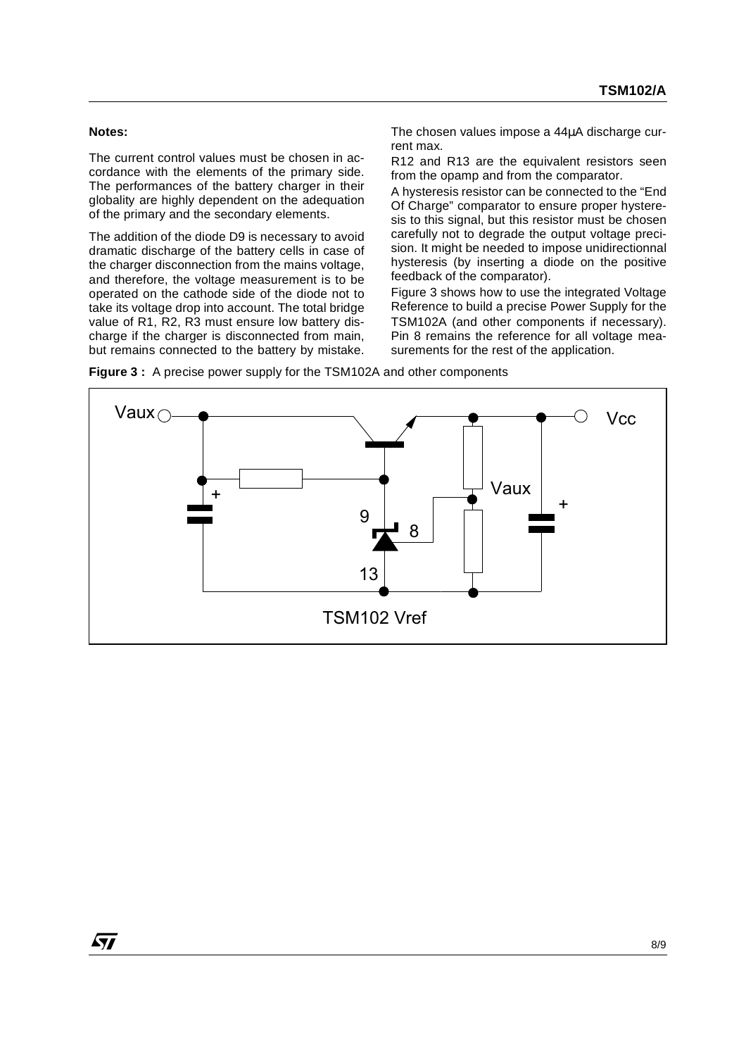**Notes:**

The current control values must be chosen in accordance with the elements of the primary side. The performances of the battery charger in their globality are highly dependent on the adequation of the primary and the secondary elements.

The addition of the diode D9 is necessary to avoid dramatic discharge of the battery cells in case of the charger disconnection from the mains voltage, and therefore, the voltage measurement is to be operated on the cathode side of the diode not to take its voltage drop into account. The total bridge value of R1, R2, R3 must ensure low battery discharge if the charger is disconnected from main, but remains connected to the battery by mistake.

The chosen values impose a 44µA discharge current max.

R12 and R13 are the equivalent resistors seen from the opamp and from the comparator.

A hysteresis resistor can be connected to the “End Of Charge” comparator to ensure proper hysteresis to this signal, but this resistor must be chosen carefully not to degrade the output voltage precision. It might be needed to impose unidirectionnal hysteresis (by inserting a diode on the positive feedback of the comparator).

Figure 3 shows how to use the integrated Voltage Reference to build a precise Power Supply for the TSM102A (and other components if necessary). Pin 8 remains the reference for all voltage measurements for the rest of the application.

**Figure 3 :** A precise power supply for the TSM102A and other components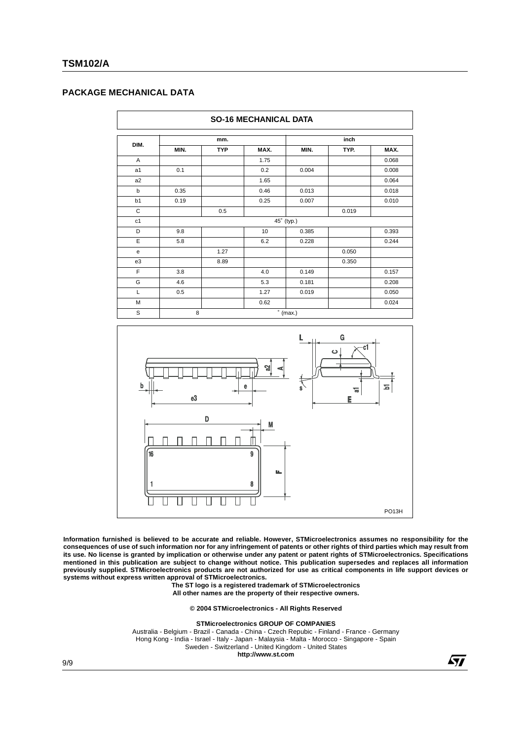## PACKAGE MECHANICAL DATA

| SO-16 MECHANICAL DATA | | | | | | |
|---|---|---|---|---|---|---|
| DIM. | mm. | | | inch | | |
| | MIN. | TYP | MAX. | MIN. | TYP. | MAX. |
| A | | | 1.75 | | | 0.068 |
| a1 | 0.1 | | 0.2 | 0.004 | | 0.008 |
| a2 | | | 1.65 | | | 0.064 |
| b | 0.35 | | 0.46 | 0.013 | | 0.018 |
| b1 | 0.19 | | 0.25 | 0.007 | | 0.010 |
| C | | 0.5 | | | 0.019 | |
| c1 | 45° (typ.) | | | | | |
| D | 9.8 | | 10 | 0.385 | | 0.393 |
| E | 5.8 | | 6.2 | 0.228 | | 0.244 |
| e | | 1.27 | | | 0.050 | |
| e3 | | 8.89 | | | 0.350 | |
| F | 3.8 | | 4.0 | 0.149 | | 0.157 |
| G | 4.6 | | 5.3 | 0.181 | | 0.208 |
| L | 0.5 | | 1.27 | 0.019 | | 0.050 |
| M | | | 0.62 | | | 0.024 |
| S | 8 | | ° (max.) | | | |

L G c1 C a2 A b e e3 s a1 b1 E D M 16 9 1 8 F

PO13H

**Information furnished is believed to be accurate and reliable. However, STMicroelectronics assumes no responsibility for the consequences of use of such information nor for any infringement of patents or other rights of third parties which may result from its use. No license is granted by implication or otherwise under any patent or patent rights of STMicroelectronics. Specifications mentioned in this publication are subject to change without notice. This publication supersedes and replaces all information previously supplied. STMicroelectronics products are not authorized for use as critical components in life support devices or systems without express written approval of STMicroelectronics.**

**The ST logo is a registered trademark of STMicroelectronics**
**All other names are the property of their respective owners.**

**© 2004 STMicroelectronics - All Rights Reserved**

**STMicroelectronics GROUP OF COMPANIES**
Australia - Belgium - Brazil - Canada - China - Czech Repubic - Finland - France - Germany
Hong Kong - India - Israel - Italy - Japan - Malaysia - Malta - Morocco - Singapore - Spain
Sweden - Switzerland - United Kingdom - United States
**http://www.st.com**